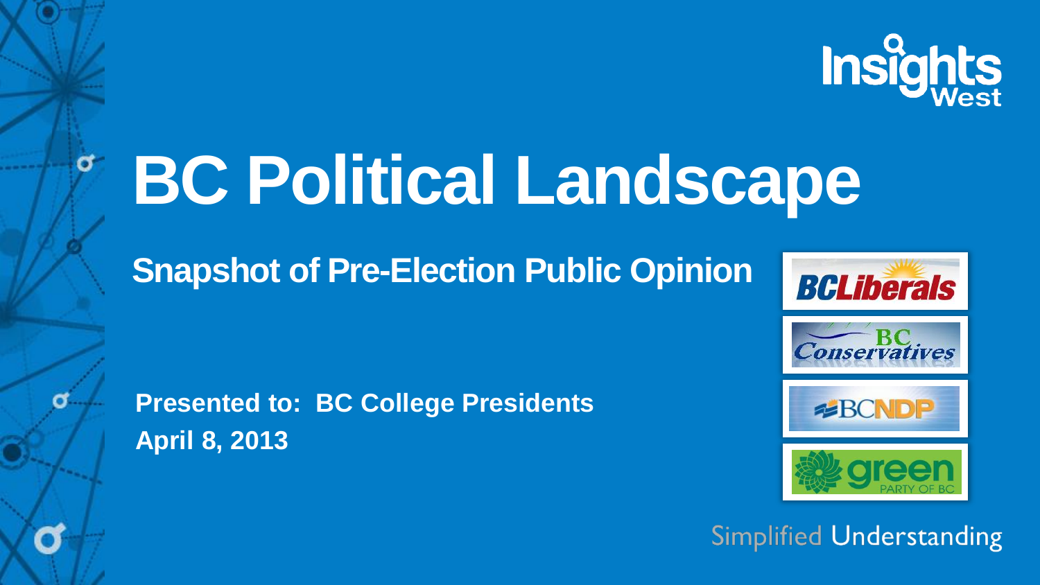# BC Political Landscape

## Snapshot of Pre-Election Public Opinion

**Presented to: BC College Presidents**
**April 8, 2013**

Simplified Understanding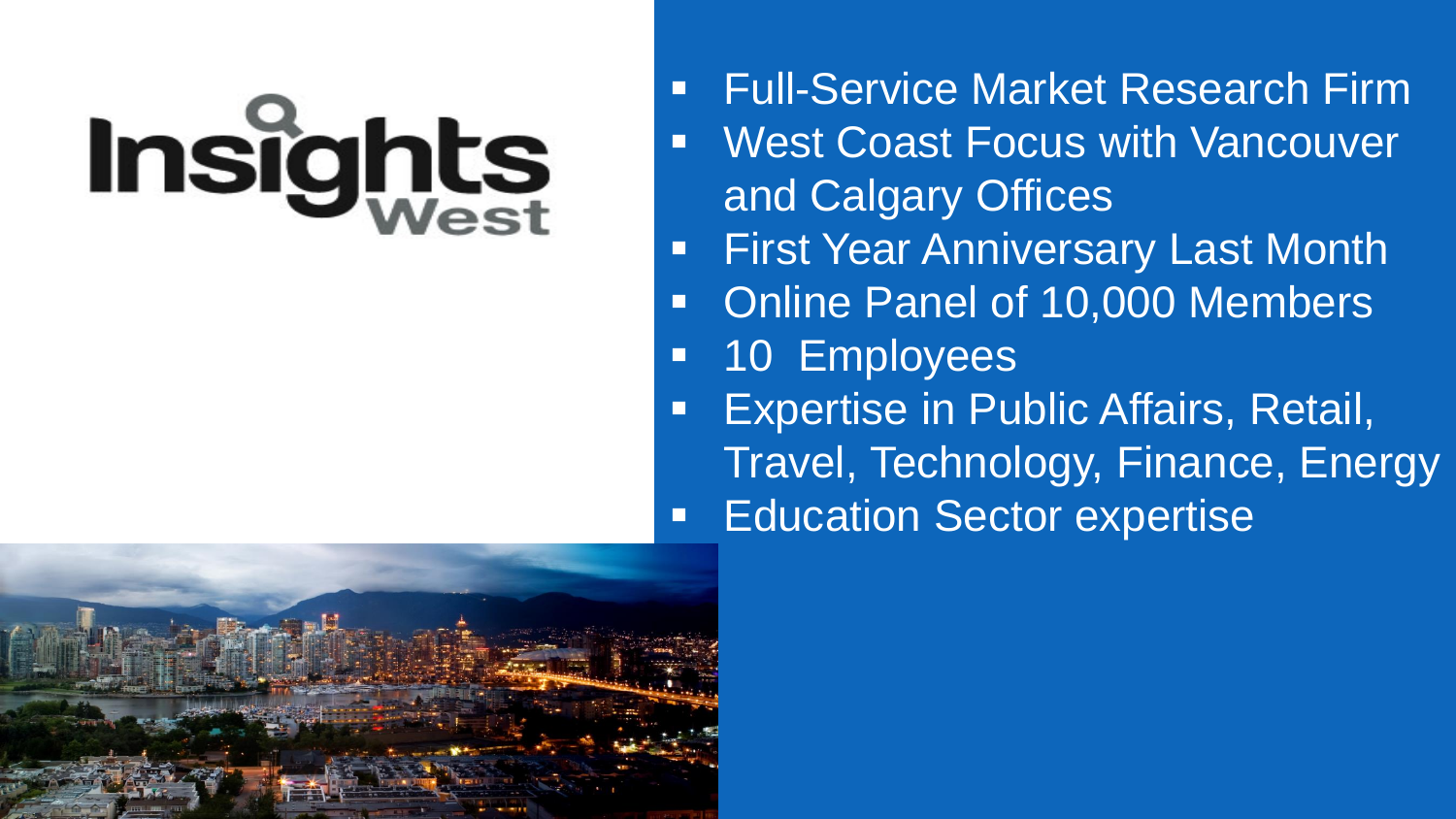Insights West

- Full-Service Market Research Firm
- West Coast Focus with Vancouver and Calgary Offices
- First Year Anniversary Last Month
- Online Panel of 10,000 Members
- 10 Employees
- Expertise in Public Affairs, Retail, Travel, Technology, Finance, Energy
- Education Sector expertise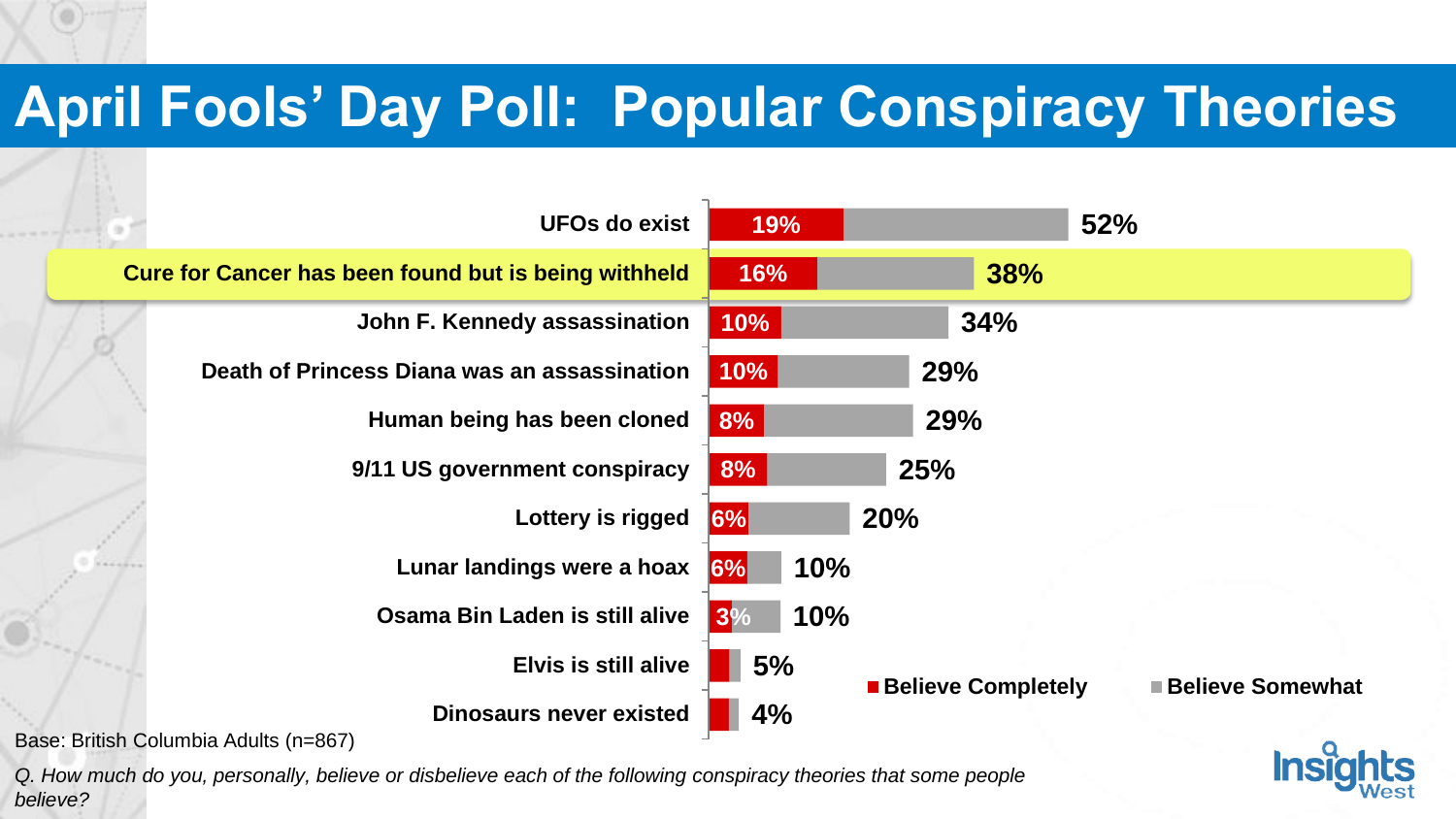# April Fools' Day Poll: Popular Conspiracy Theories

| Conspiracy Theory | Believe Completely | Total (Completely + Somewhat) |
|---|---|---|
| UFOs do exist | 19% | 52% |
| **Cure for Cancer has been found but is being withheld** | 16% | 38% |
| John F. Kennedy assassination | 10% | 34% |
| Death of Princess Diana was an assassination | 10% | 29% |
| Human being has been cloned | 8% | 29% |
| 9/11 US government conspiracy | 8% | 25% |
| Lottery is rigged | 6% | 20% |
| Lunar landings were a hoax | 6% | 10% |
| Osama Bin Laden is still alive | 3% | 10% |
| Elvis is still alive | | 5% |
| Dinosaurs never existed | | 4% |

■ Believe Completely ■ Believe Somewhat

Base: British Columbia Adults (n=867)

*Q. How much do you, personally, believe or disbelieve each of the following conspiracy theories that some people believe?*

Insights West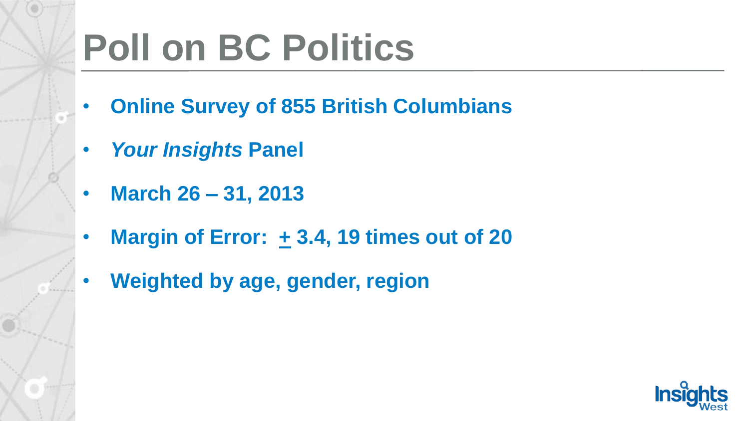# Poll on BC Politics

- **Online Survey of 855 British Columbians**
- ***Your Insights* Panel**
- **March 26 – 31, 2013**
- **Margin of Error: ± 3.4, 19 times out of 20**
- **Weighted by age, gender, region**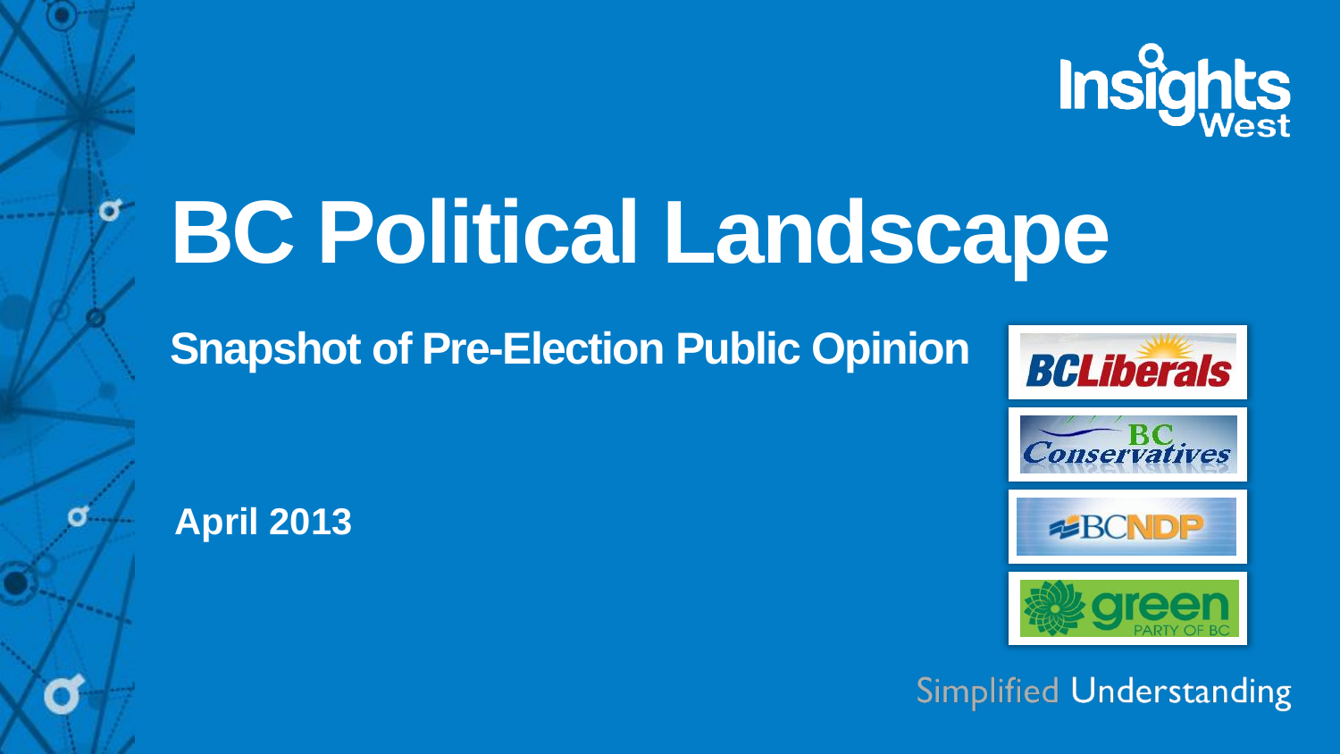# BC Political Landscape

## Snapshot of Pre-Election Public Opinion

**April 2013**

Simplified Understanding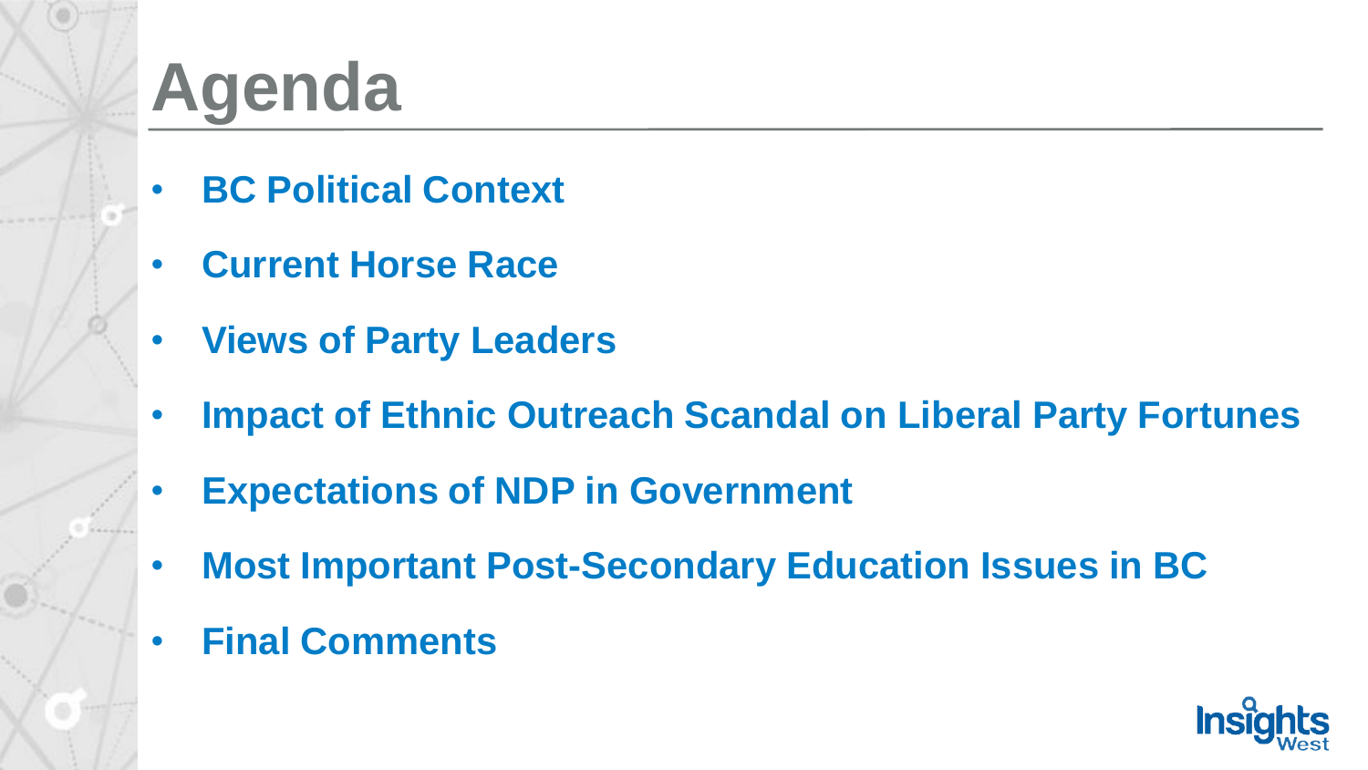# Agenda

- **BC Political Context**
- **Current Horse Race**
- **Views of Party Leaders**
- **Impact of Ethnic Outreach Scandal on Liberal Party Fortunes**
- **Expectations of NDP in Government**
- **Most Important Post-Secondary Education Issues in BC**
- **Final Comments**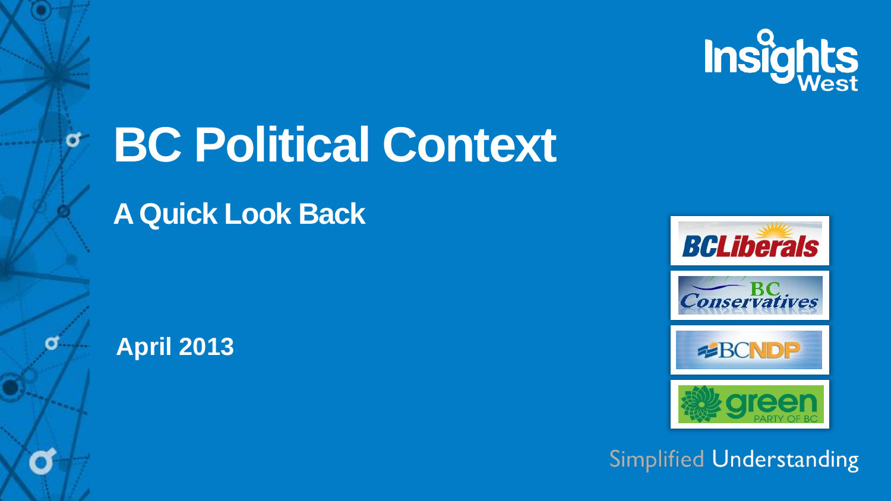# BC Political Context

## A Quick Look Back

**April 2013**

BCLiberals

BC Conservatives

BCNDP

green PARTY OF BC

Simplified Understanding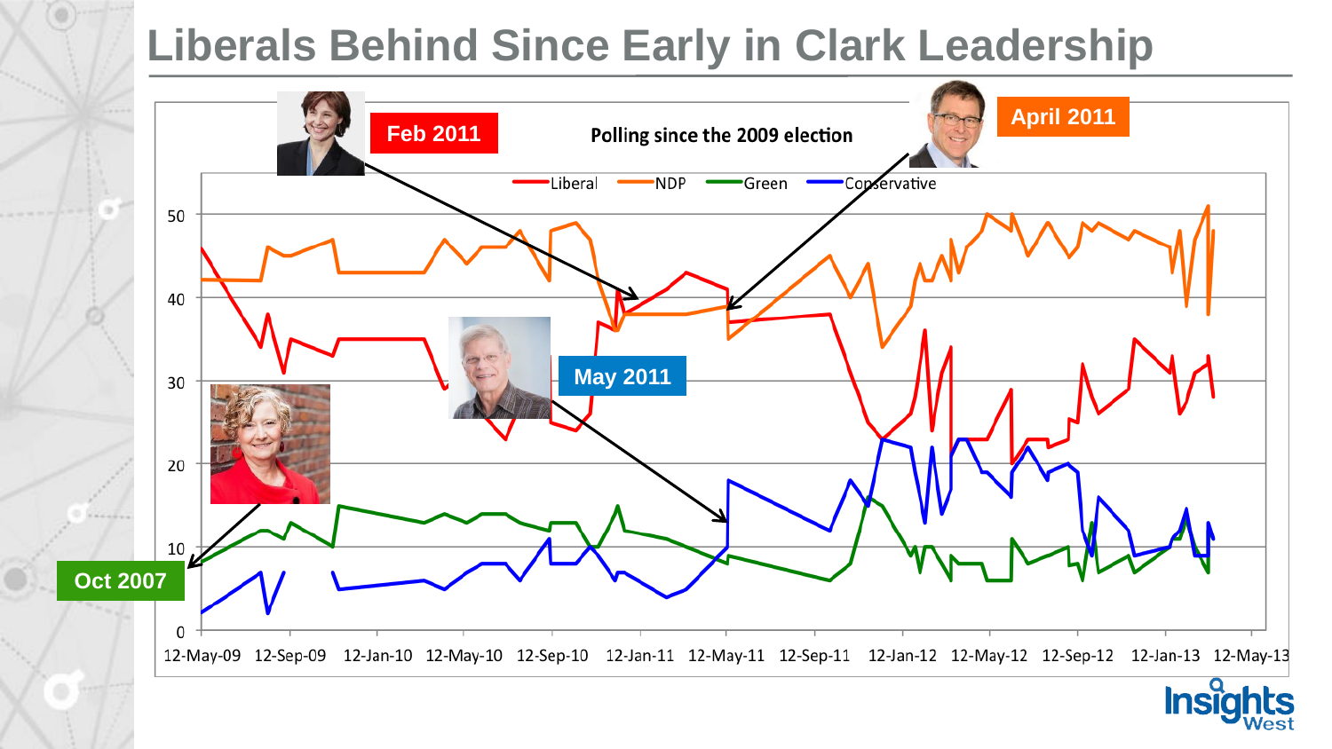# Liberals Behind Since Early in Clark Leadership

Polling since the 2009 election

Liberal | NDP | Green | Conservative

Feb 2011

April 2011

May 2011

Oct 2007

50
40
30
20
10
0

12-May-09 12-Sep-09 12-Jan-10 12-May-10 12-Sep-10 12-Jan-11 12-May-11 12-Sep-11 12-Jan-12 12-May-12 12-Sep-12 12-Jan-13 12-May-13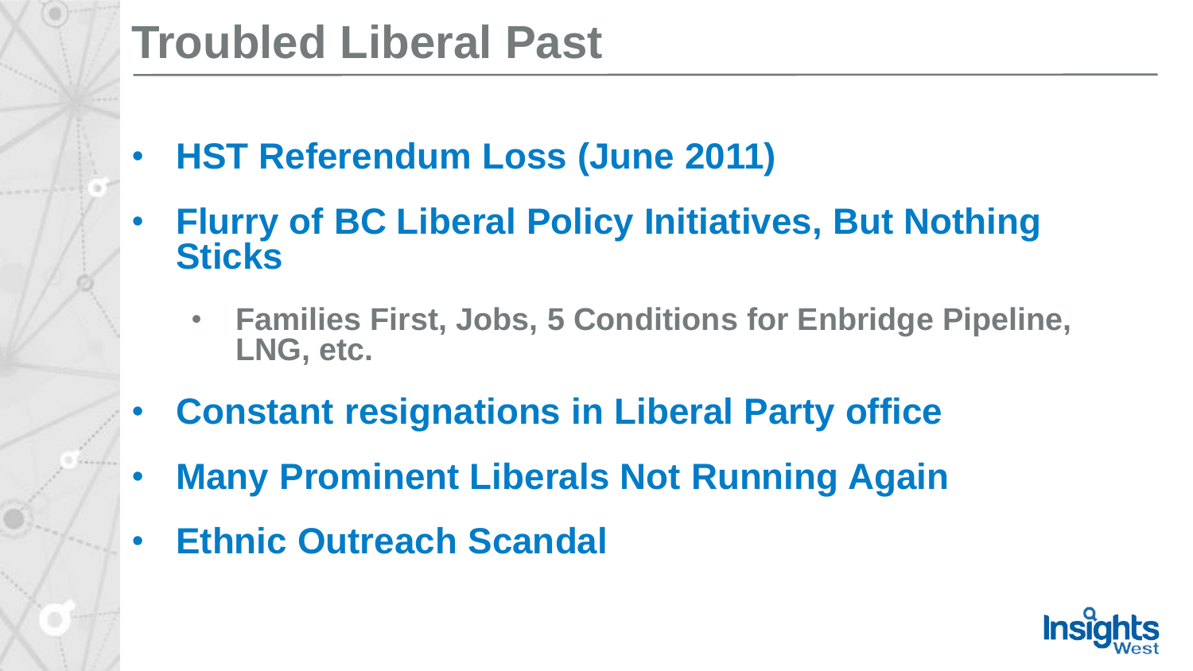# Troubled Liberal Past

- **HST Referendum Loss (June 2011)**
- **Flurry of BC Liberal Policy Initiatives, But Nothing Sticks**
  - **Families First, Jobs, 5 Conditions for Enbridge Pipeline, LNG, etc.**
- **Constant resignations in Liberal Party office**
- **Many Prominent Liberals Not Running Again**
- **Ethnic Outreach Scandal**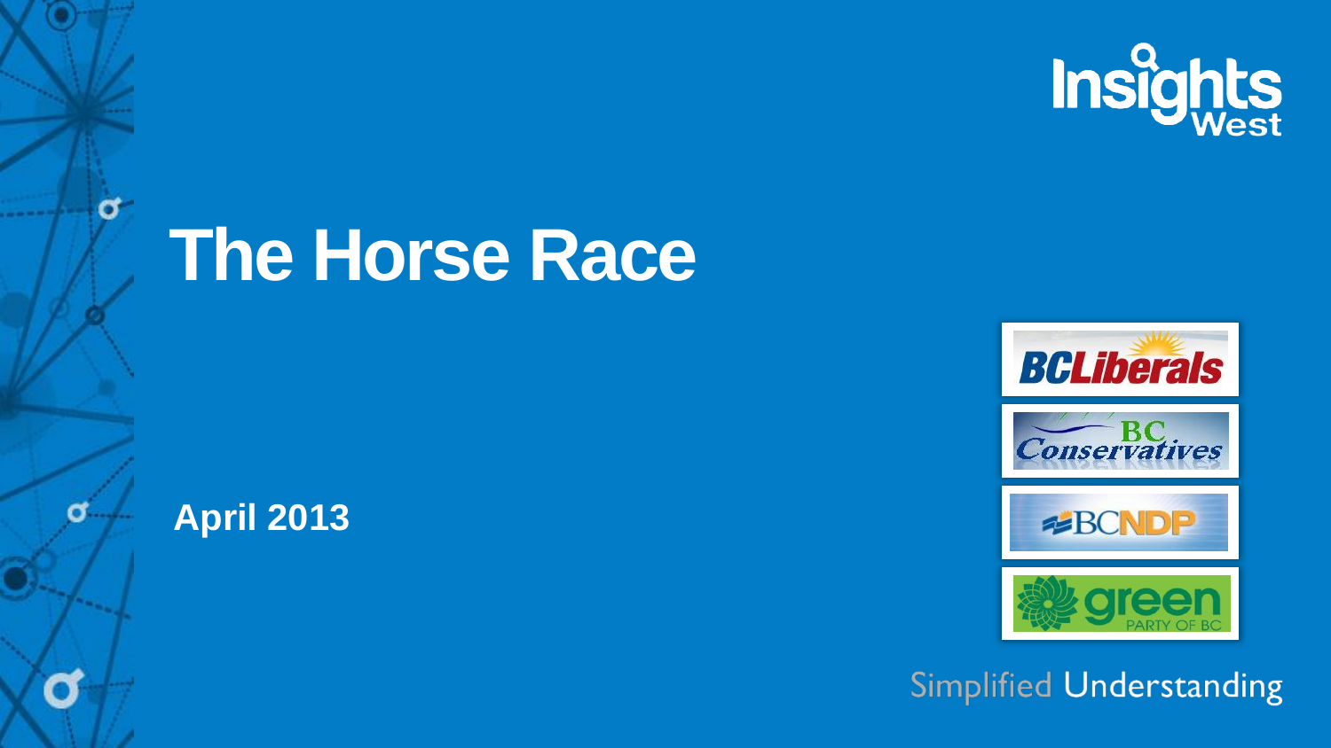# The Horse Race

**April 2013**

Simplified Understanding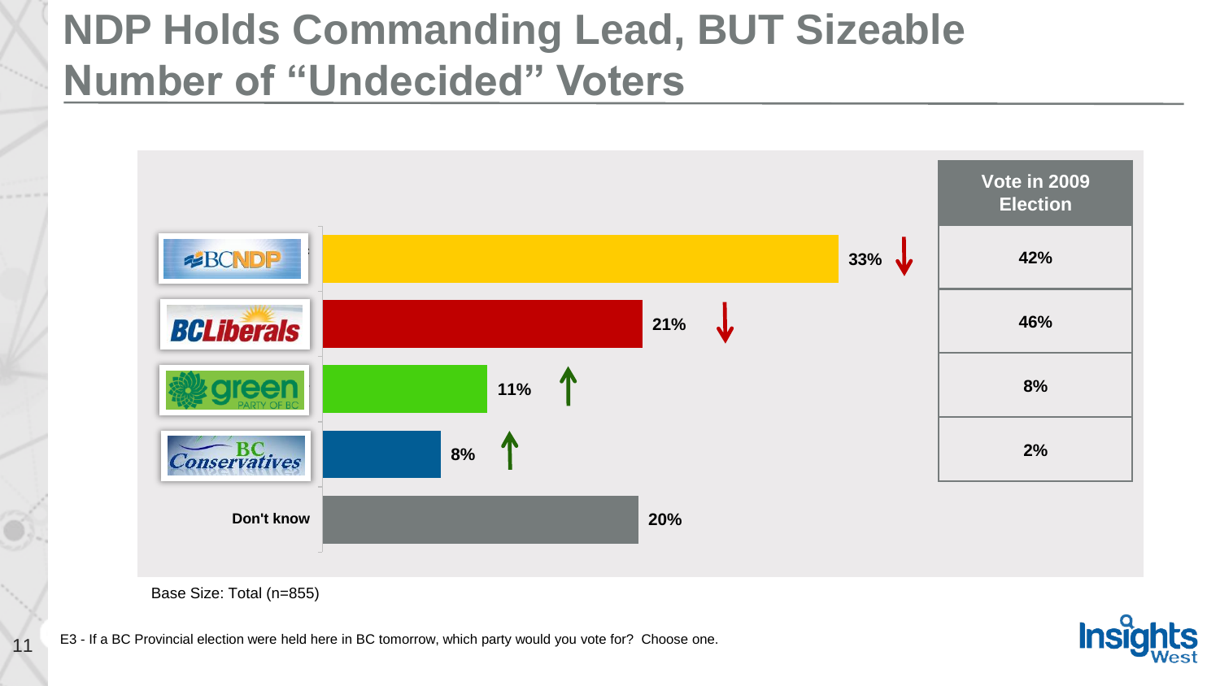# NDP Holds Commanding Lead, BUT Sizeable Number of "Undecided" Voters

| Party | Current | Change | Vote in 2009 Election |
|---|---|---|---|
| BC NDP | 33% | ↓ | 42% |
| BC Liberals | 21% | ↓ | 46% |
| Green Party of BC | 11% | ↑ | 8% |
| BC Conservatives | 8% | ↑ | 2% |
| Don't know | 20% | | |

Base Size: Total (n=855)

E3 - If a BC Provincial election were held here in BC tomorrow, which party would you vote for? Choose one.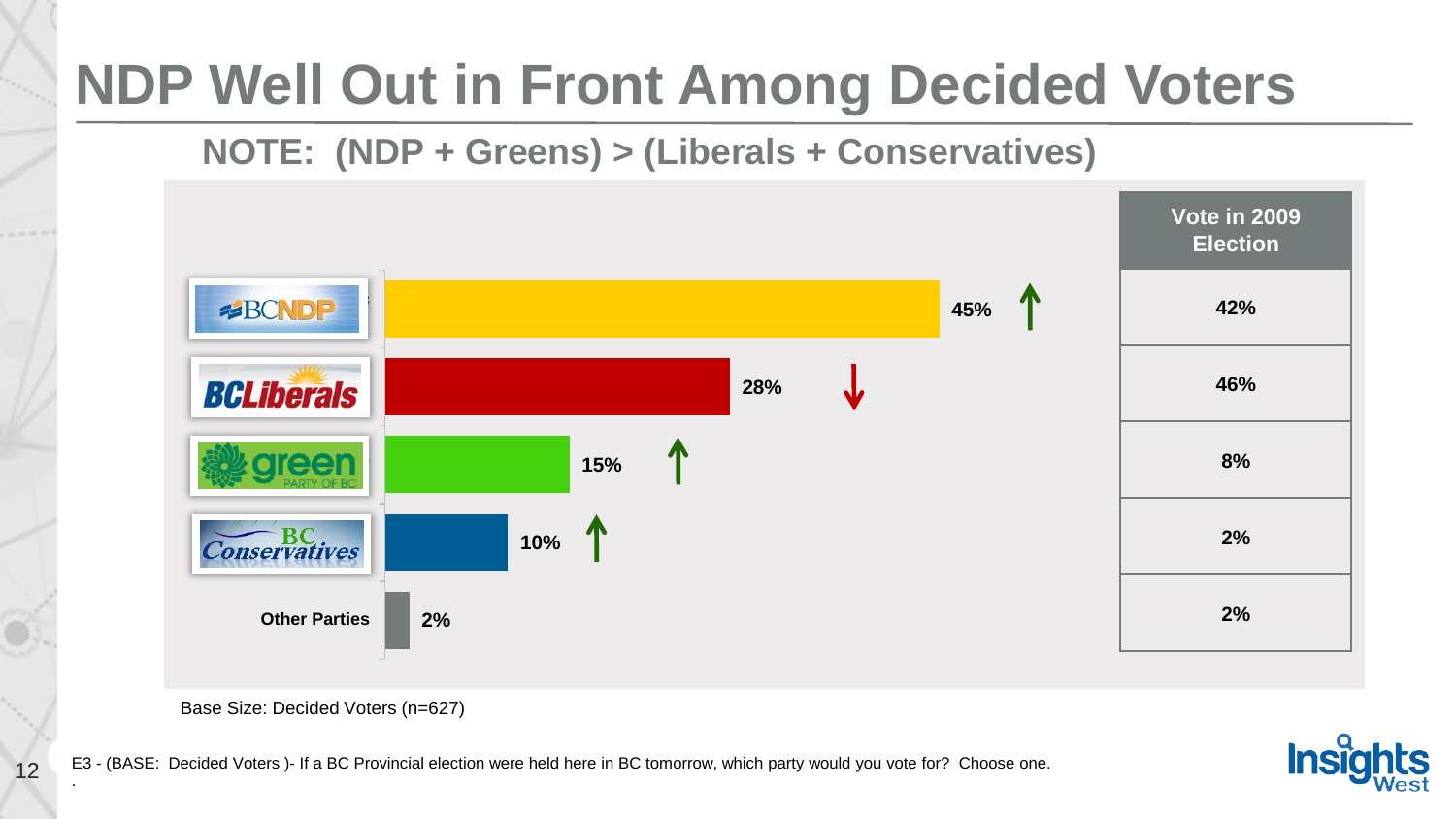# NDP Well Out in Front Among Decided Voters

## NOTE: (NDP + Greens) > (Liberals + Conservatives)

| Party | Current | Change | Vote in 2009 Election |
|---|---|---|---|
| BC NDP | 45% | ↑ | 42% |
| BC Liberals | 28% | ↓ | 46% |
| Green Party of BC | 15% | ↑ | 8% |
| BC Conservatives | 10% | ↑ | 2% |
| Other Parties | 2% | | 2% |

Base Size: Decided Voters (n=627)

E3 - (BASE: Decided Voters )- If a BC Provincial election were held here in BC tomorrow, which party would you vote for? Choose one.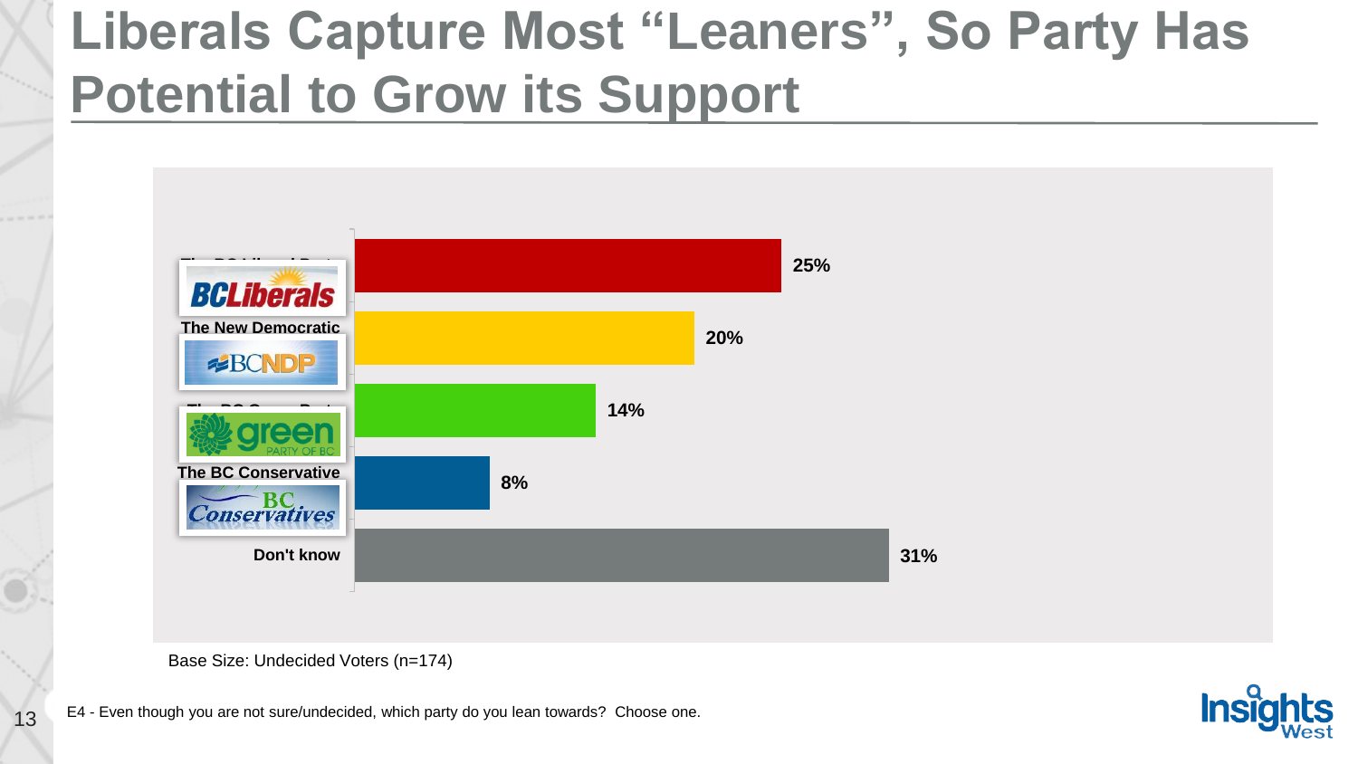# Liberals Capture Most "Leaners", So Party Has Potential to Grow its Support

| Party | % |
|---|---|
| The BC Liberal Party | 25% |
| The New Democratic | 20% |
| The BC Green Party | 14% |
| The BC Conservative | 8% |
| Don't know | 31% |

Base Size: Undecided Voters (n=174)

E4 - Even though you are not sure/undecided, which party do you lean towards? Choose one.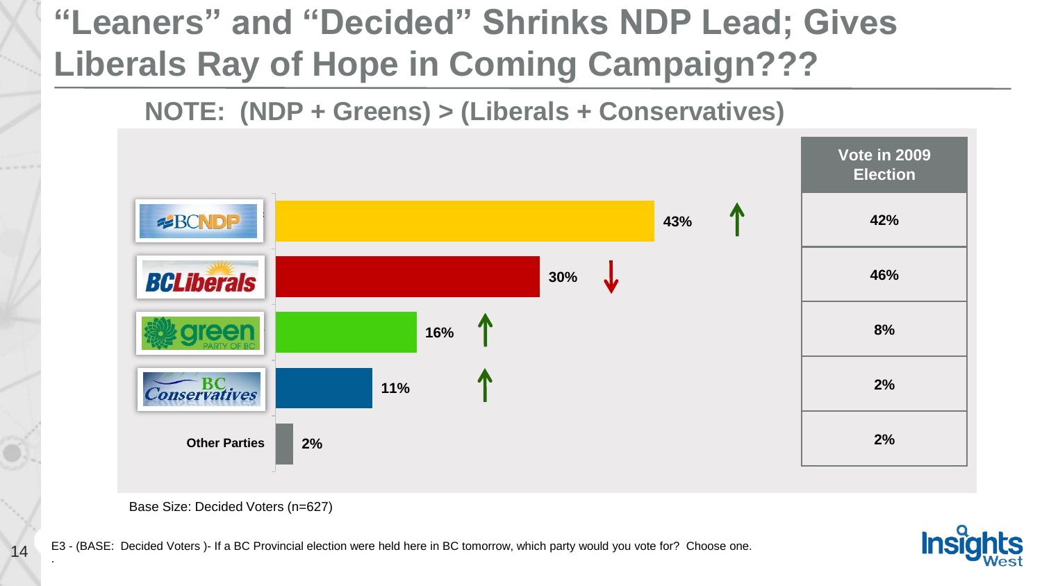# "Leaners" and "Decided" Shrinks NDP Lead; Gives Liberals Ray of Hope in Coming Campaign???

## NOTE: (NDP + Greens) > (Liberals + Conservatives)

| Party | Current | Trend | Vote in 2009 Election |
|---|---|---|---|
| BC NDP | 43% | ↑ | 42% |
| BC Liberals | 30% | ↓ | 46% |
| Green Party of BC | 16% | ↑ | 8% |
| BC Conservatives | 11% | ↑ | 2% |
| Other Parties | 2% | | 2% |

Base Size: Decided Voters (n=627)

E3 - (BASE: Decided Voters )- If a BC Provincial election were held here in BC tomorrow, which party would you vote for? Choose one.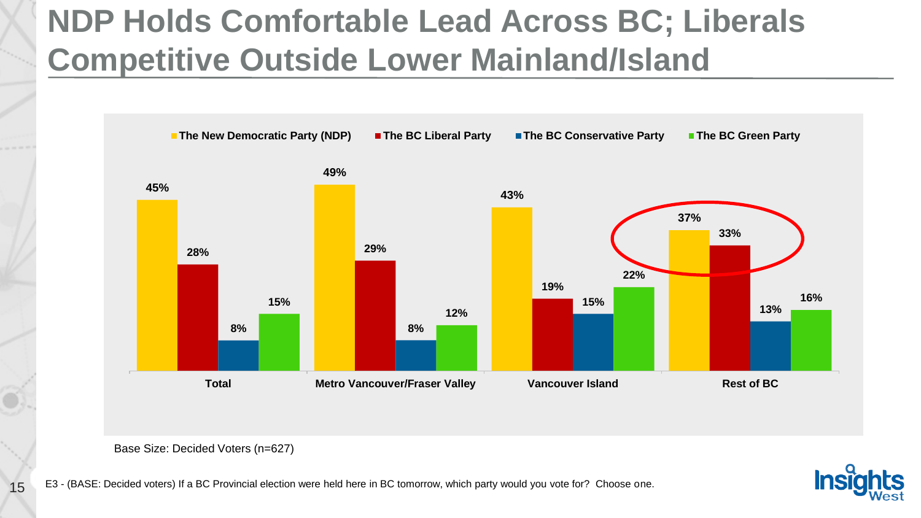# NDP Holds Comfortable Lead Across BC; Liberals Competitive Outside Lower Mainland/Island

| | The New Democratic Party (NDP) | The BC Liberal Party | The BC Conservative Party | The BC Green Party |
|---|---|---|---|---|
| Total | 45% | 28% | 8% | 15% |
| Metro Vancouver/Fraser Valley | 49% | 29% | 8% | 12% |
| Vancouver Island | 43% | 19% | 15% | 22% |
| Rest of BC | 37% | 33% | 13% | 16% |

Base Size: Decided Voters (n=627)

E3 - (BASE: Decided voters) If a BC Provincial election were held here in BC tomorrow, which party would you vote for? Choose one.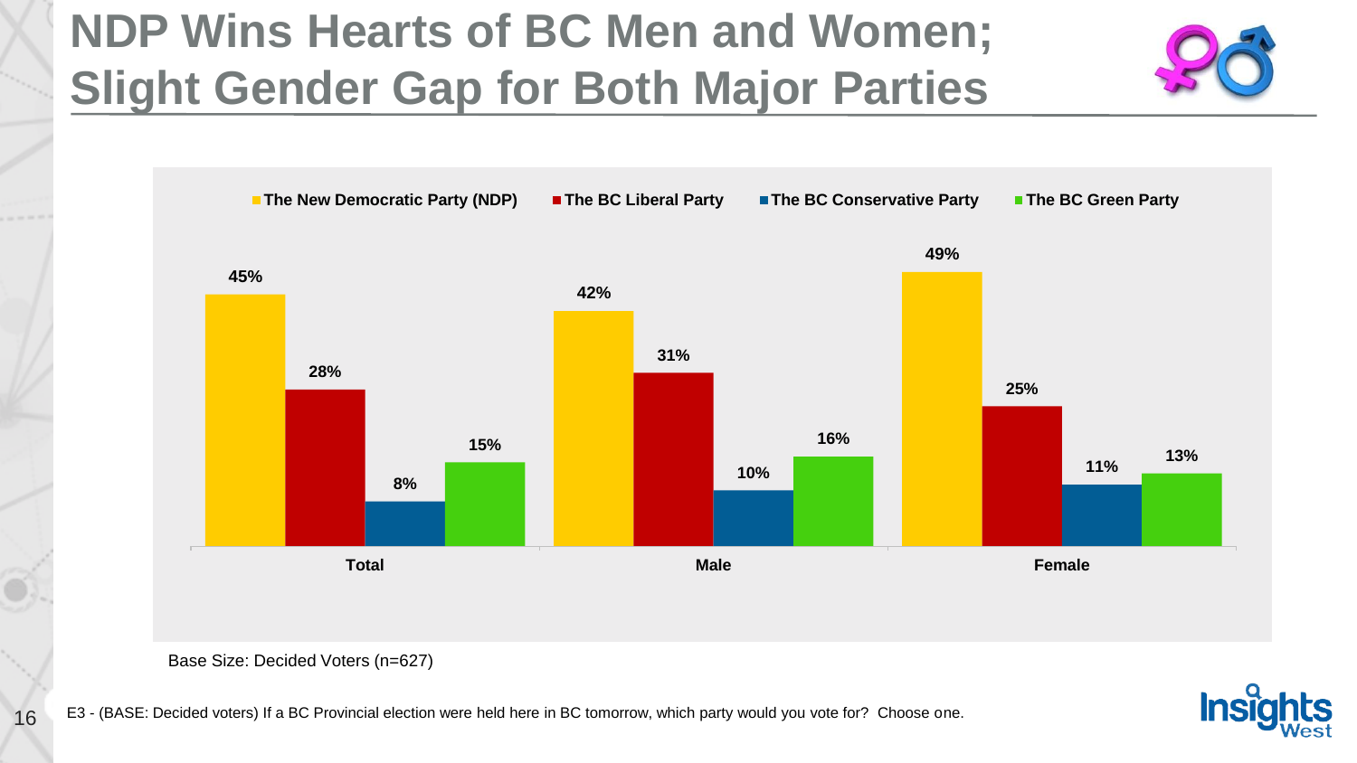# NDP Wins Hearts of BC Men and Women; Slight Gender Gap for Both Major Parties

| | The New Democratic Party (NDP) | The BC Liberal Party | The BC Conservative Party | The BC Green Party |
|---|---|---|---|---|
| Total | 45% | 28% | 8% | 15% |
| Male | 42% | 31% | 10% | 16% |
| Female | 49% | 25% | 11% | 13% |

Base Size: Decided Voters (n=627)

E3 - (BASE: Decided voters) If a BC Provincial election were held here in BC tomorrow, which party would you vote for? Choose one.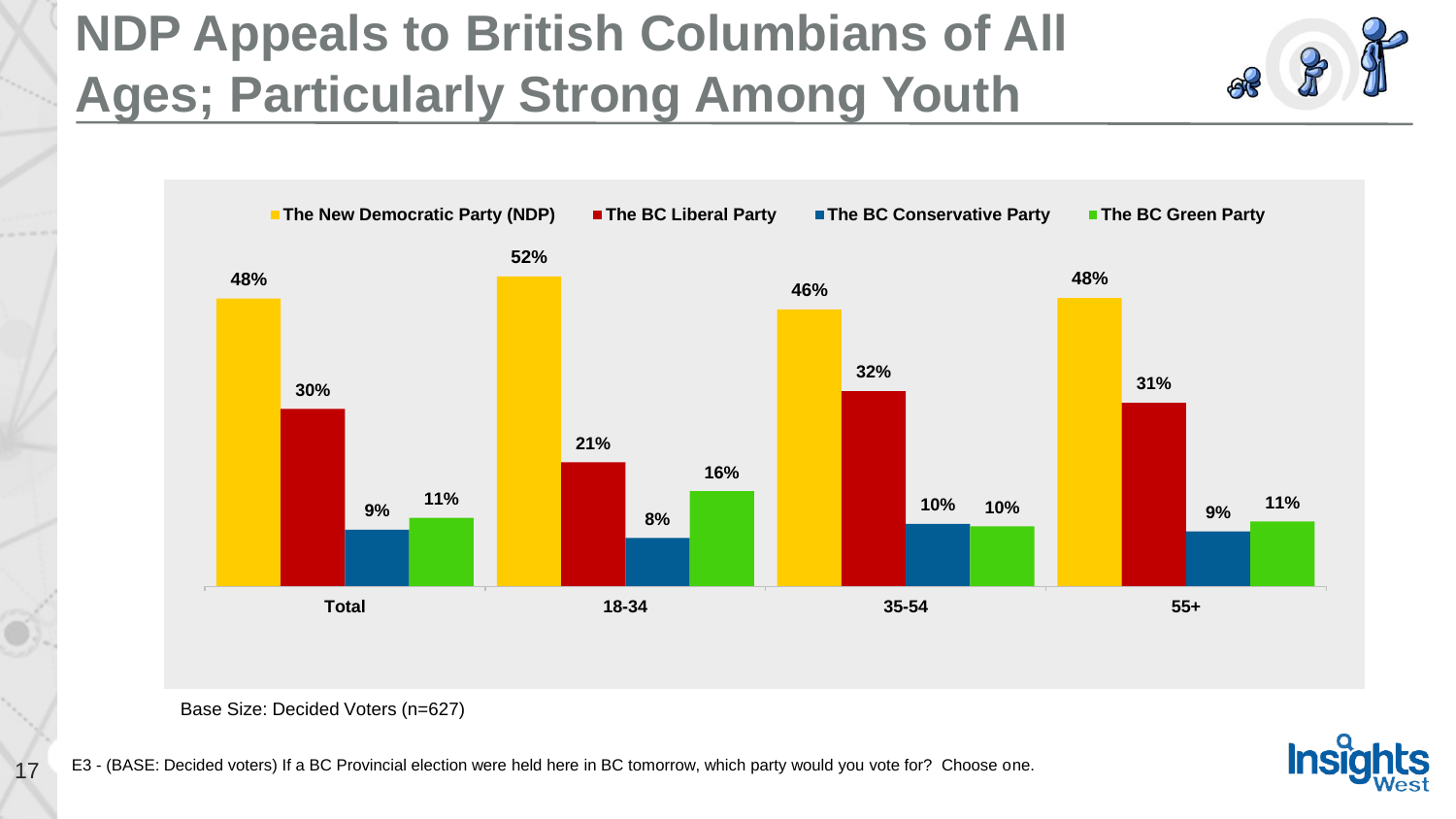# NDP Appeals to British Columbians of All Ages; Particularly Strong Among Youth

| | Total | 18-34 | 35-54 | 55+ |
|---|---|---|---|---|
| The New Democratic Party (NDP) | 48% | 52% | 46% | 48% |
| The BC Liberal Party | 30% | 21% | 32% | 31% |
| The BC Conservative Party | 9% | 8% | 10% | 9% |
| The BC Green Party | 11% | 16% | 10% | 11% |

Base Size: Decided Voters (n=627)

E3 - (BASE: Decided voters) If a BC Provincial election were held here in BC tomorrow, which party would you vote for? Choose one.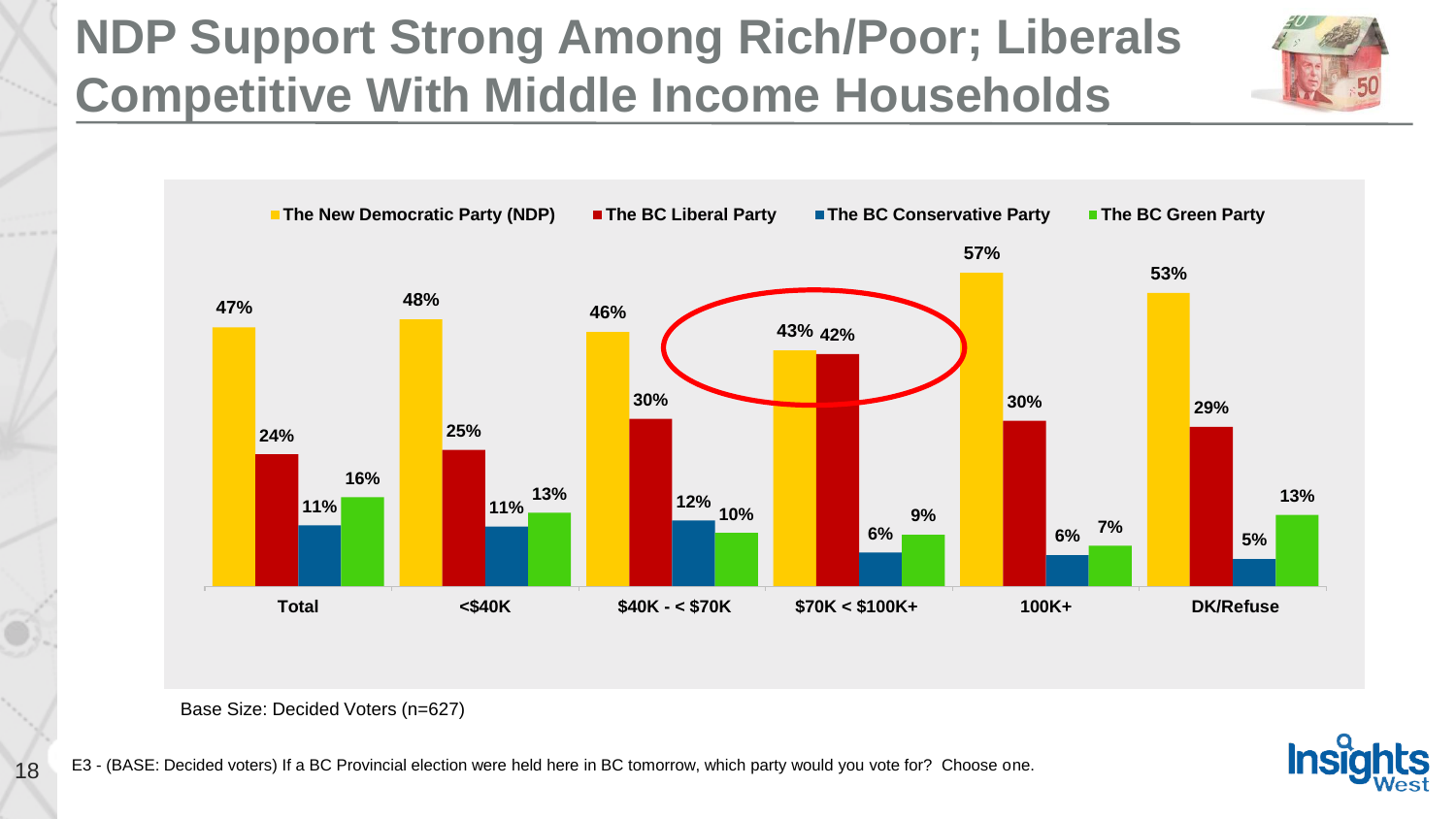# NDP Support Strong Among Rich/Poor; Liberals Competitive With Middle Income Households

| | Total | <$40K | $40K - < $70K | $70K < $100K+ | 100K+ | DK/Refuse |
|---|---|---|---|---|---|---|
| The New Democratic Party (NDP) | 47% | 48% | 46% | 43% | 57% | 53% |
| The BC Liberal Party | 24% | 25% | 30% | 42% | 30% | 29% |
| The BC Conservative Party | 11% | 11% | 12% | 6% | 6% | 5% |
| The BC Green Party | 16% | 13% | 10% | 9% | 7% | 13% |

Base Size: Decided Voters (n=627)

E3 - (BASE: Decided voters) If a BC Provincial election were held here in BC tomorrow, which party would you vote for? Choose one.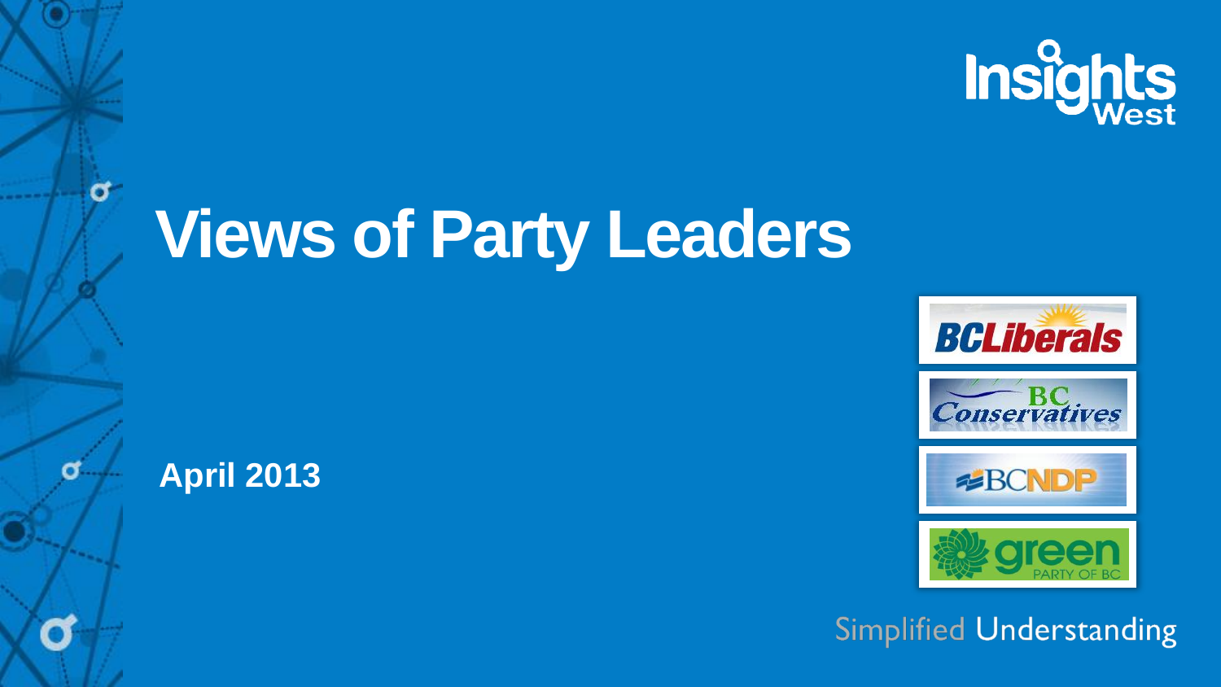# Views of Party Leaders

**April 2013**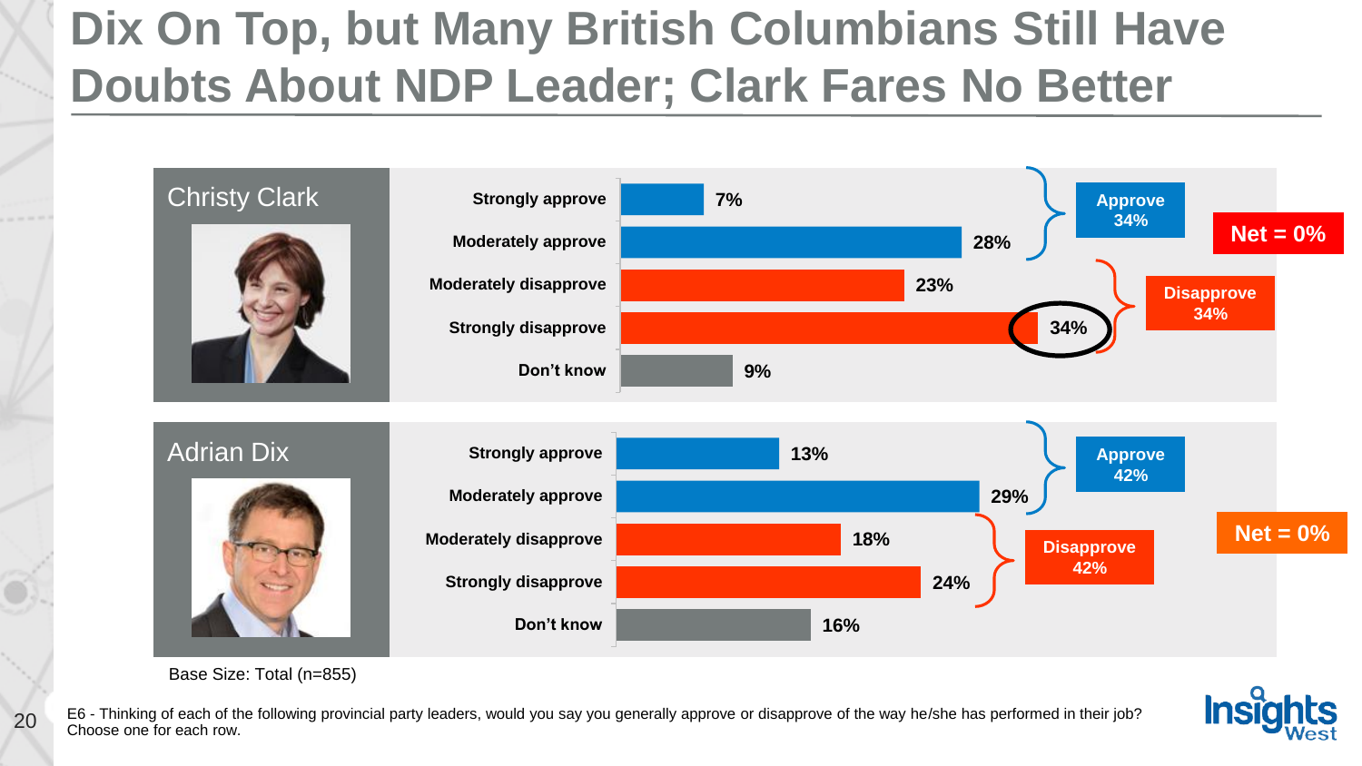# Dix On Top, but Many British Columbians Still Have Doubts About NDP Leader; Clark Fares No Better

## Christy Clark

| | % |
|---|---|
| Strongly approve | 7% |
| Moderately approve | 28% |
| Moderately disapprove | 23% |
| Strongly disapprove | 34% |
| Don't know | 9% |

Approve 34%

Disapprove 34%

Net = 0%

## Adrian Dix

| | % |
|---|---|
| Strongly approve | 13% |
| Moderately approve | 29% |
| Moderately disapprove | 18% |
| Strongly disapprove | 24% |
| Don't know | 16% |

Approve 42%

Disapprove 42%

Net = 0%

Base Size: Total (n=855)

E6 - Thinking of each of the following provincial party leaders, would you say you generally approve or disapprove of the way he/she has performed in their job? Choose one for each row.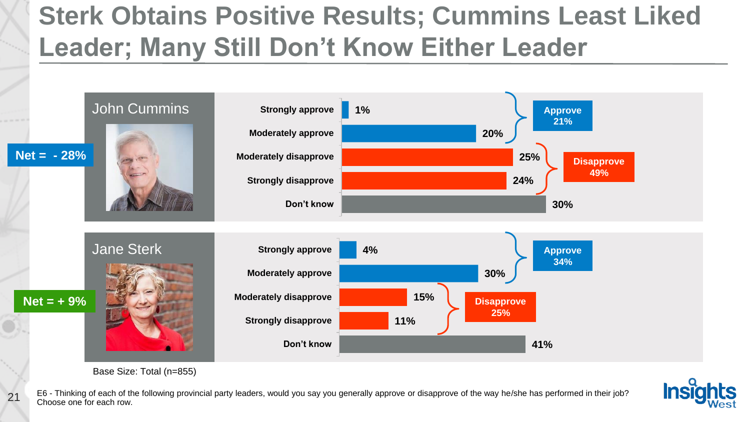# Sterk Obtains Positive Results; Cummins Least Liked Leader; Many Still Don't Know Either Leader

## John Cummins

**Net = - 28%**

| | John Cummins |
|---|---|
| Strongly approve | 1% |
| Moderately approve | 20% |
| Moderately disapprove | 25% |
| Strongly disapprove | 24% |
| Don't know | 30% |

**Approve 21%**

**Disapprove 49%**

## Jane Sterk

**Net = + 9%**

| | Jane Sterk |
|---|---|
| Strongly approve | 4% |
| Moderately approve | 30% |
| Moderately disapprove | 15% |
| Strongly disapprove | 11% |
| Don't know | 41% |

**Approve 34%**

**Disapprove 25%**

Base Size: Total (n=855)

E6 - Thinking of each of the following provincial party leaders, would you say you generally approve or disapprove of the way he/she has performed in their job? Choose one for each row.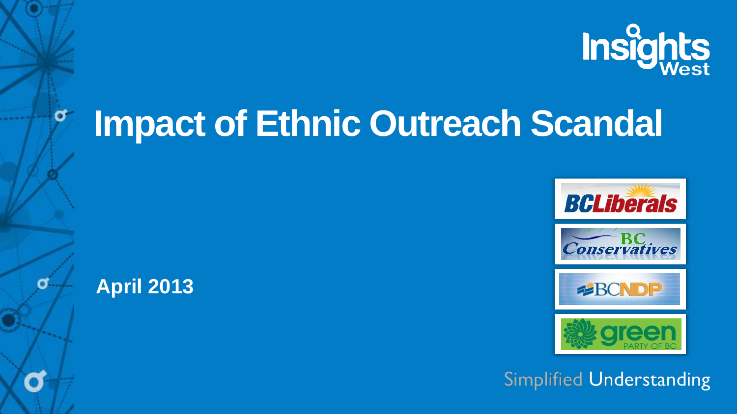# Impact of Ethnic Outreach Scandal

**April 2013**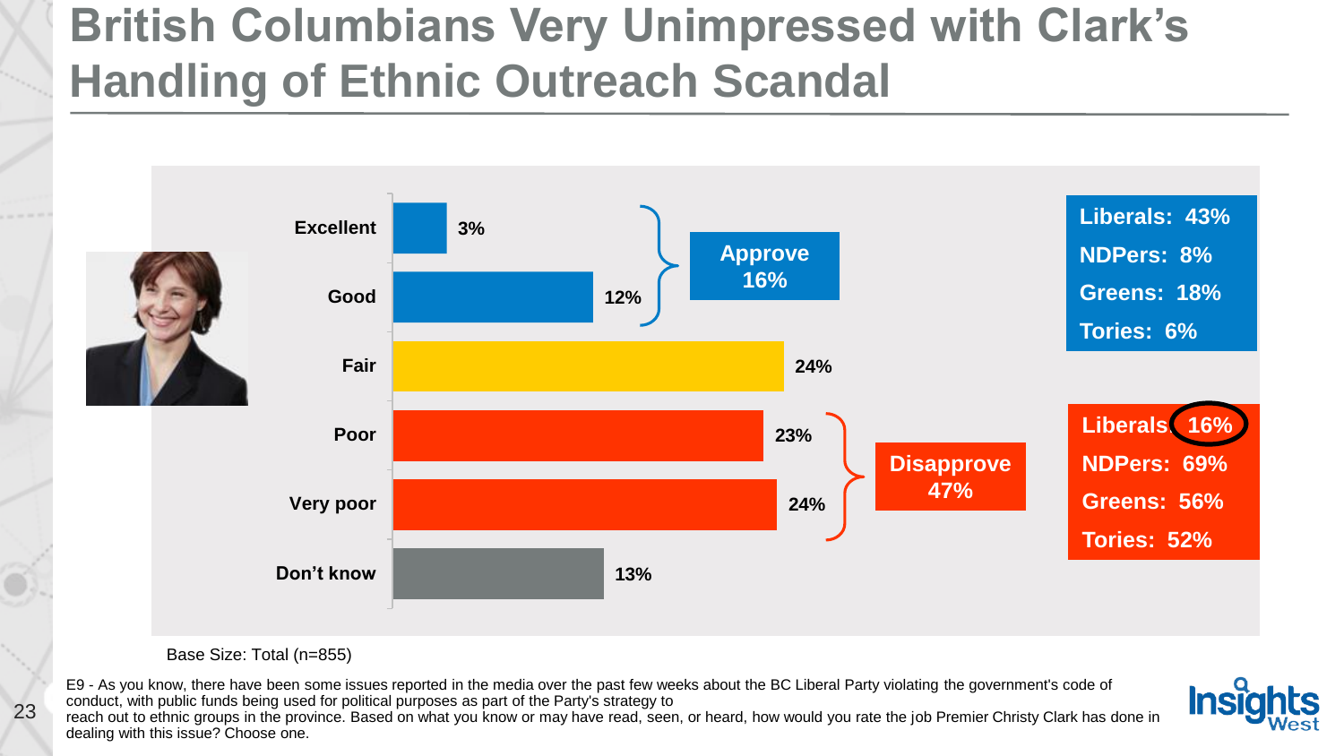# British Columbians Very Unimpressed with Clark's Handling of Ethnic Outreach Scandal

| Rating | % |
|---|---|
| Excellent | 3% |
| Good | 12% |
| Fair | 24% |
| Poor | 23% |
| Very poor | 24% |
| Don't know | 13% |

**Approve 16%**

- Liberals: 43%
- NDPers: 8%
- Greens: 18%
- Tories: 6%

**Disapprove 47%**

- Liberals: 16%
- NDPers: 69%
- Greens: 56%
- Tories: 52%

Base Size: Total (n=855)

E9 - As you know, there have been some issues reported in the media over the past few weeks about the BC Liberal Party violating the government's code of conduct, with public funds being used for political purposes as part of the Party's strategy to reach out to ethnic groups in the province. Based on what you know or may have read, seen, or heard, how would you rate the job Premier Christy Clark has done in dealing with this issue? Choose one.

Insights West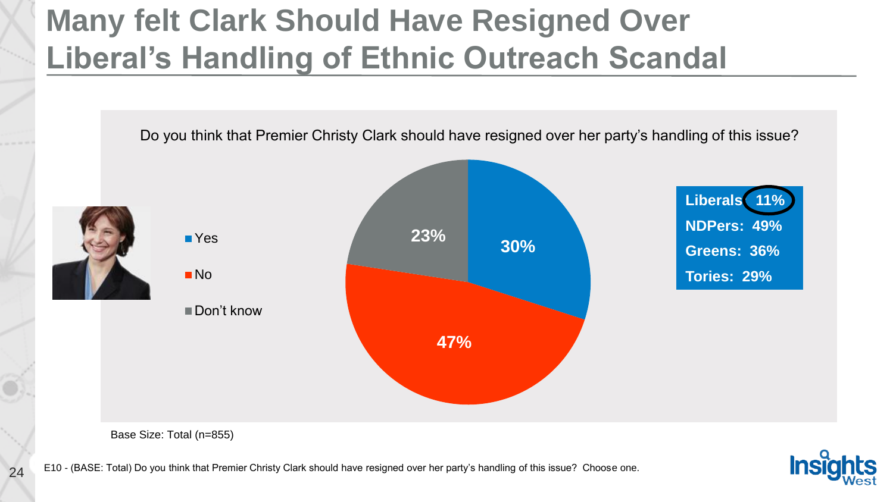# Many felt Clark Should Have Resigned Over Liberal's Handling of Ethnic Outreach Scandal

Do you think that Premier Christy Clark should have resigned over her party's handling of this issue?

| Response | % |
|---|---|
| Yes | 30% |
| No | 47% |
| Don't know | 23% |

**Liberals: 11%**
**NDPers: 49%**
**Greens: 36%**
**Tories: 29%**

Base Size: Total (n=855)

E10 - (BASE: Total) Do you think that Premier Christy Clark should have resigned over her party's handling of this issue? Choose one.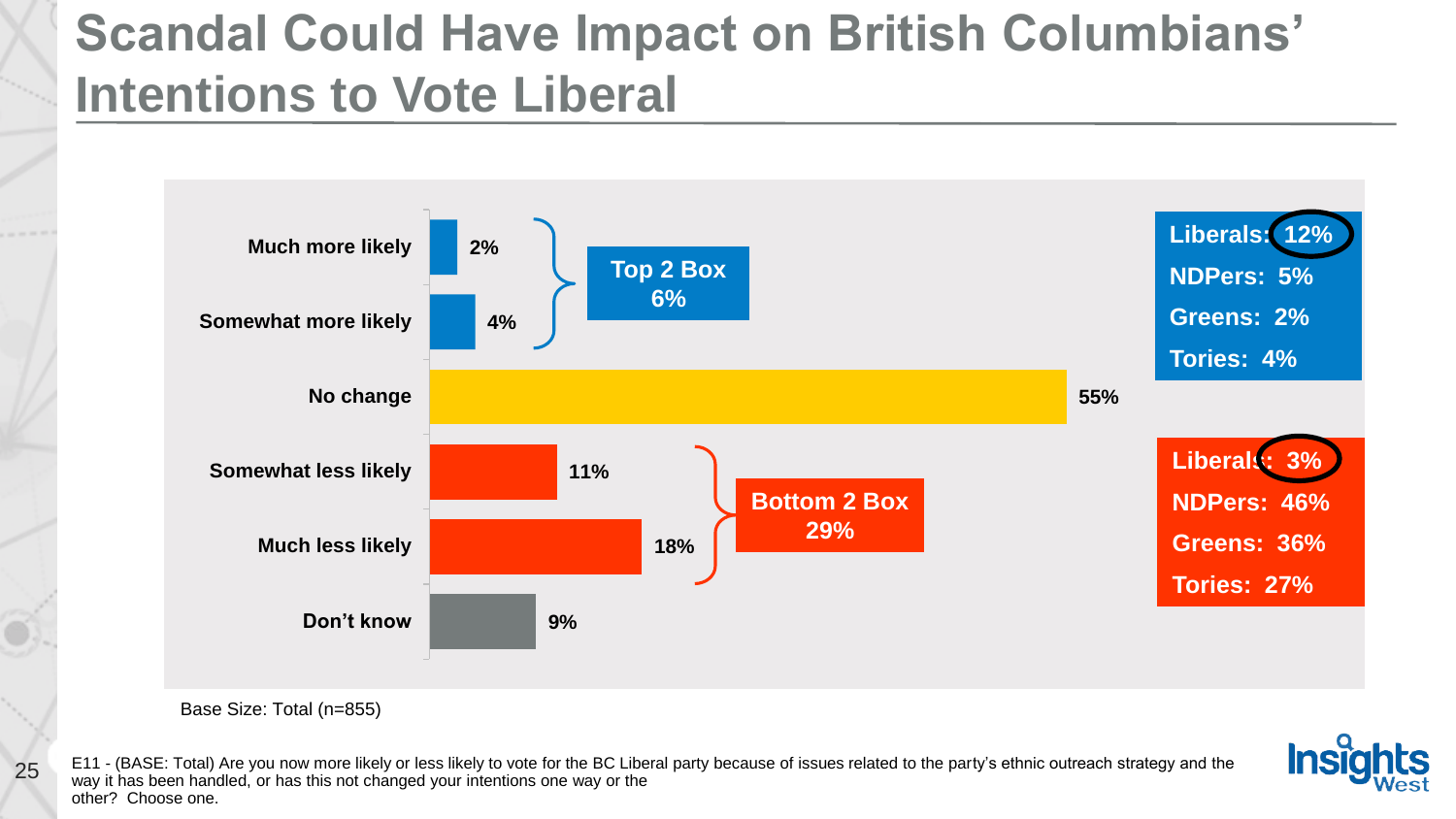# Scandal Could Have Impact on British Columbians' Intentions to Vote Liberal

| Response | % |
|---|---|
| Much more likely | 2% |
| Somewhat more likely | 4% |
| No change | 55% |
| Somewhat less likely | 11% |
| Much less likely | 18% |
| Don't know | 9% |

**Top 2 Box 6%**

- Liberals: 12%
- NDPers: 5%
- Greens: 2%
- Tories: 4%

**Bottom 2 Box 29%**

- Liberals: 3%
- NDPers: 46%
- Greens: 36%
- Tories: 27%

Base Size: Total (n=855)

E11 - (BASE: Total) Are you now more likely or less likely to vote for the BC Liberal party because of issues related to the party's ethnic outreach strategy and the way it has been handled, or has this not changed your intentions one way or the other? Choose one.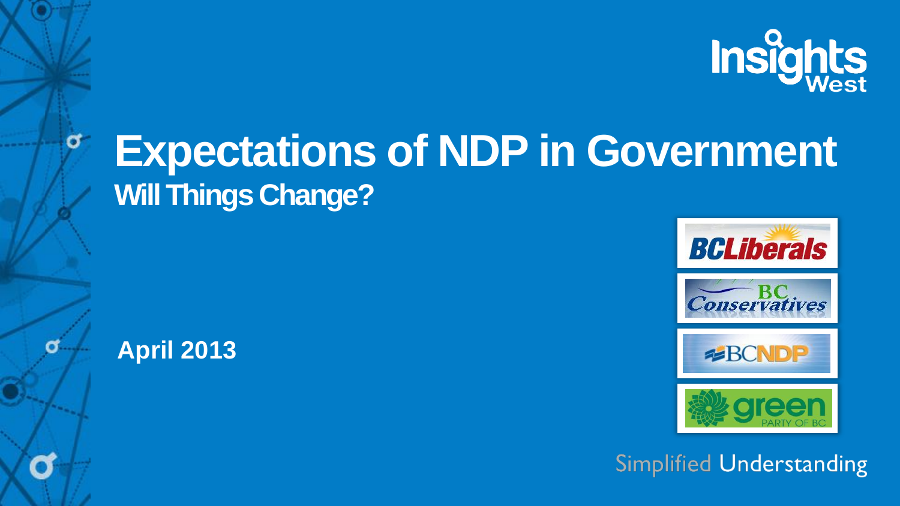# Expectations of NDP in Government

## Will Things Change?

April 2013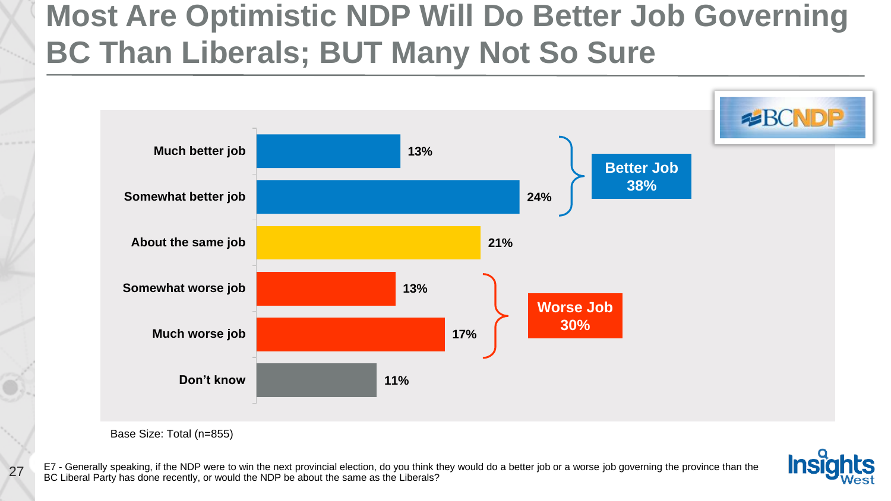# Most Are Optimistic NDP Will Do Better Job Governing BC Than Liberals; BUT Many Not So Sure

| Response | % |
|---|---|
| Much better job | 13% |
| Somewhat better job | 24% |
| About the same job | 21% |
| Somewhat worse job | 13% |
| Much worse job | 17% |
| Don't know | 11% |

**Better Job 38%**

**Worse Job 30%**

BCNDP

Base Size: Total (n=855)

E7 - Generally speaking, if the NDP were to win the next provincial election, do you think they would do a better job or a worse job governing the province than the BC Liberal Party has done recently, or would the NDP be about the same as the Liberals?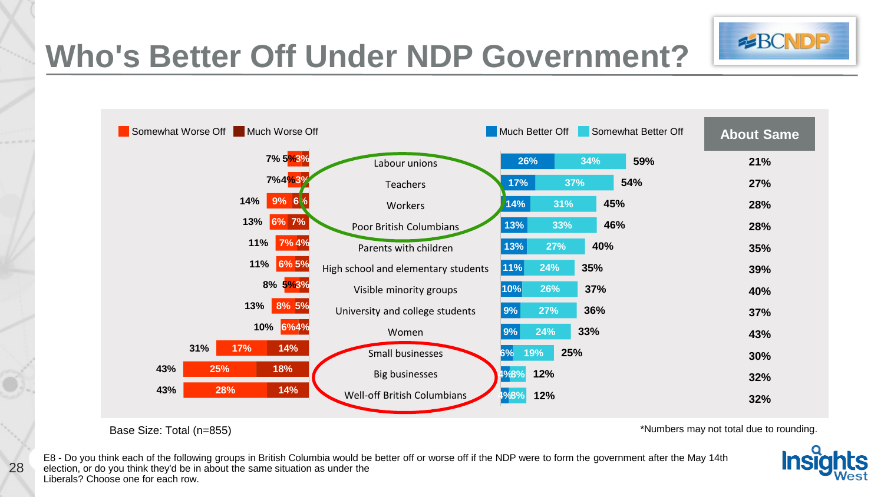# Who's Better Off Under NDP Government?

| Group | Total Worse Off | Somewhat Worse Off | Much Worse Off | Much Better Off | Somewhat Better Off | Total Better Off | About Same |
|---|---|---|---|---|---|---|---|
| Labour unions | 7% | 5% | 3% | 26% | 34% | 59% | 21% |
| Teachers | 7% | 4% | 3% | 17% | 37% | 54% | 27% |
| Workers | 14% | 9% | 6% | 14% | 31% | 45% | 28% |
| Poor British Columbians | 13% | 6% | 7% | 13% | 33% | 46% | 28% |
| Parents with children | 11% | 7% | 4% | 13% | 27% | 40% | 35% |
| High school and elementary students | 11% | 6% | 5% | 11% | 24% | 35% | 39% |
| Visible minority groups | 8% | 5% | 3% | 10% | 26% | 37% | 40% |
| University and college students | 13% | 8% | 5% | 9% | 27% | 36% | 37% |
| Women | 10% | 6% | 4% | 9% | 24% | 33% | 43% |
| Small businesses | 31% | 17% | 14% | 6% | 19% | 25% | 30% |
| Big businesses | 43% | 25% | 18% | 4% | 8% | 12% | 32% |
| Well-off British Columbians | 43% | 28% | 14% | 4% | 8% | 12% | 32% |

Base Size: Total (n=855)

*Numbers may not total due to rounding.

E8 - Do you think each of the following groups in British Columbia would be better off or worse off if the NDP were to form the government after the May 14th election, or do you think they'd be in about the same situation as under the Liberals? Choose one for each row.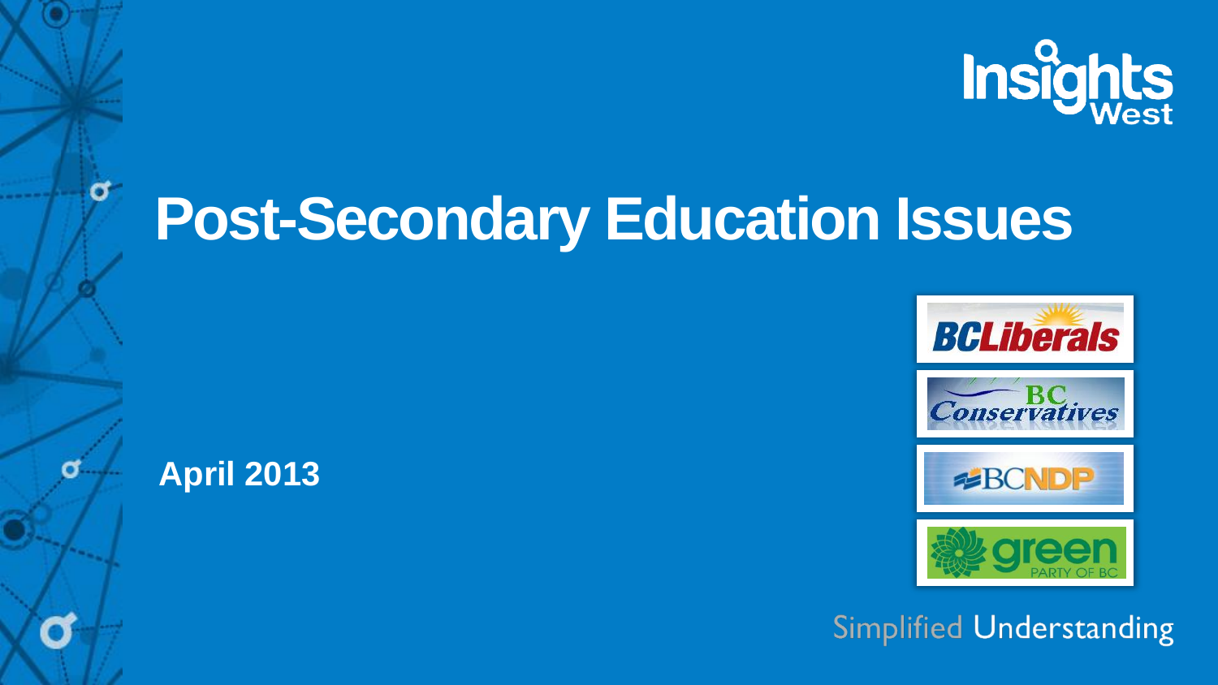# Post-Secondary Education Issues

**April 2013**

Simplified Understanding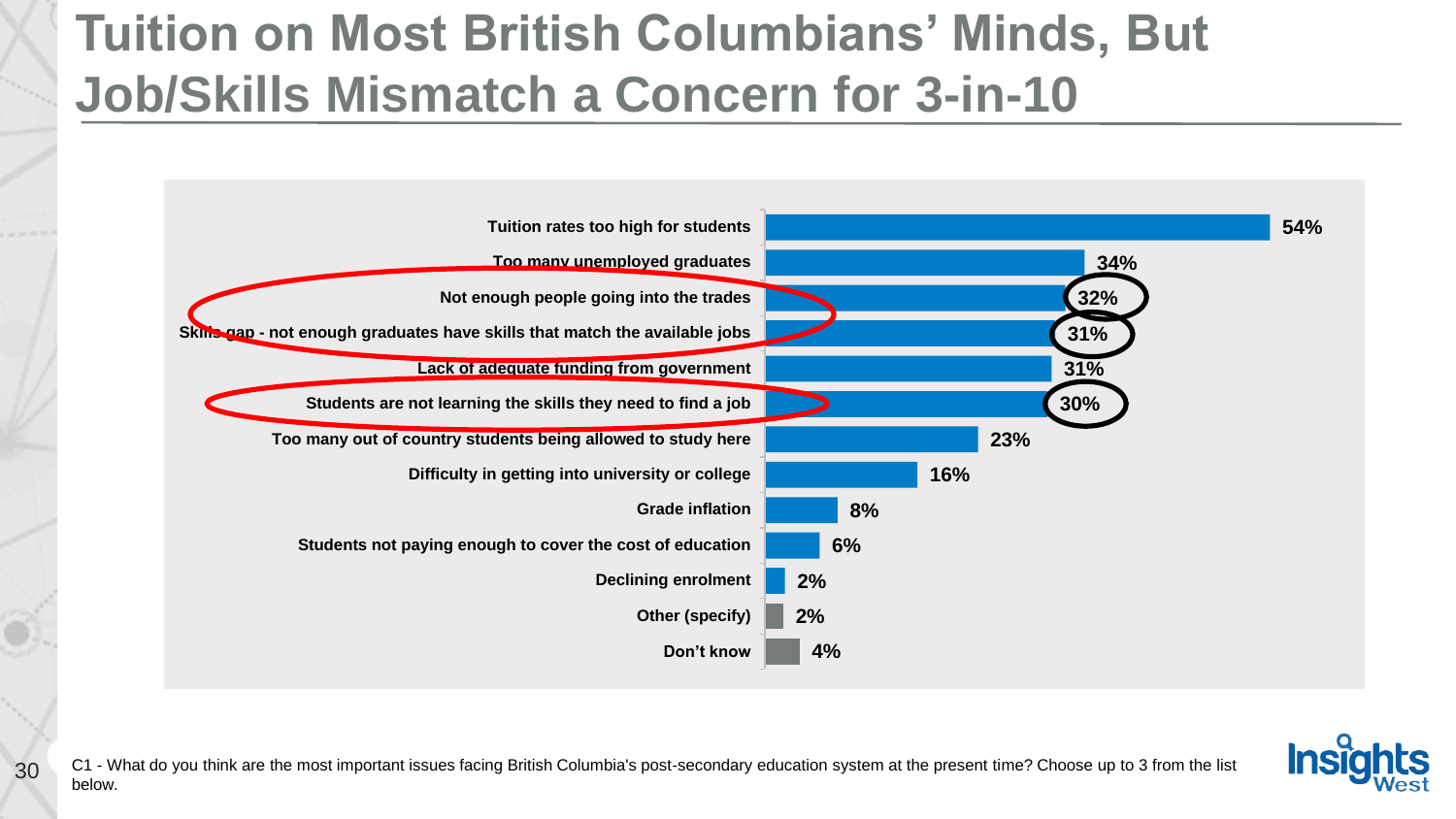# Tuition on Most British Columbians' Minds, But Job/Skills Mismatch a Concern for 3-in-10

| Issue | % |
|---|---|
| Tuition rates too high for students | 54% |
| Too many unemployed graduates | 34% |
| Not enough people going into the trades | 32% |
| Skills gap - not enough graduates have skills that match the available jobs | 31% |
| Lack of adequate funding from government | 31% |
| Students are not learning the skills they need to find a job | 30% |
| Too many out of country students being allowed to study here | 23% |
| Difficulty in getting into university or college | 16% |
| Grade inflation | 8% |
| Students not paying enough to cover the cost of education | 6% |
| Declining enrolment | 2% |
| Other (specify) | 2% |
| Don't know | 4% |

C1 - What do you think are the most important issues facing British Columbia's post-secondary education system at the present time? Choose up to 3 from the list below.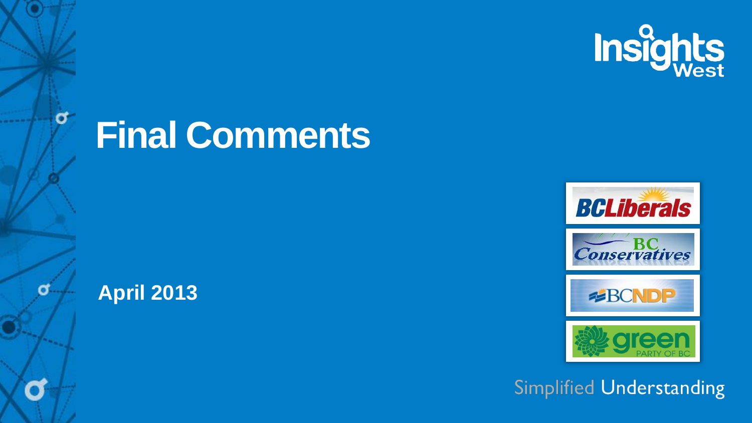# Final Comments

**April 2013**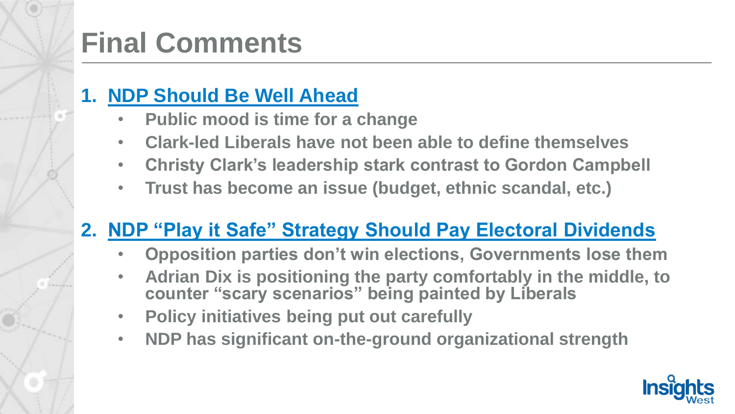# Final Comments

1. **NDP Should Be Well Ahead**
   - **Public mood is time for a change**
   - **Clark-led Liberals have not been able to define themselves**
   - **Christy Clark's leadership stark contrast to Gordon Campbell**
   - **Trust has become an issue (budget, ethnic scandal, etc.)**

2. **NDP "Play it Safe" Strategy Should Pay Electoral Dividends**
   - **Opposition parties don't win elections, Governments lose them**
   - **Adrian Dix is positioning the party comfortably in the middle, to counter "scary scenarios" being painted by Liberals**
   - **Policy initiatives being put out carefully**
   - **NDP has significant on-the-ground organizational strength**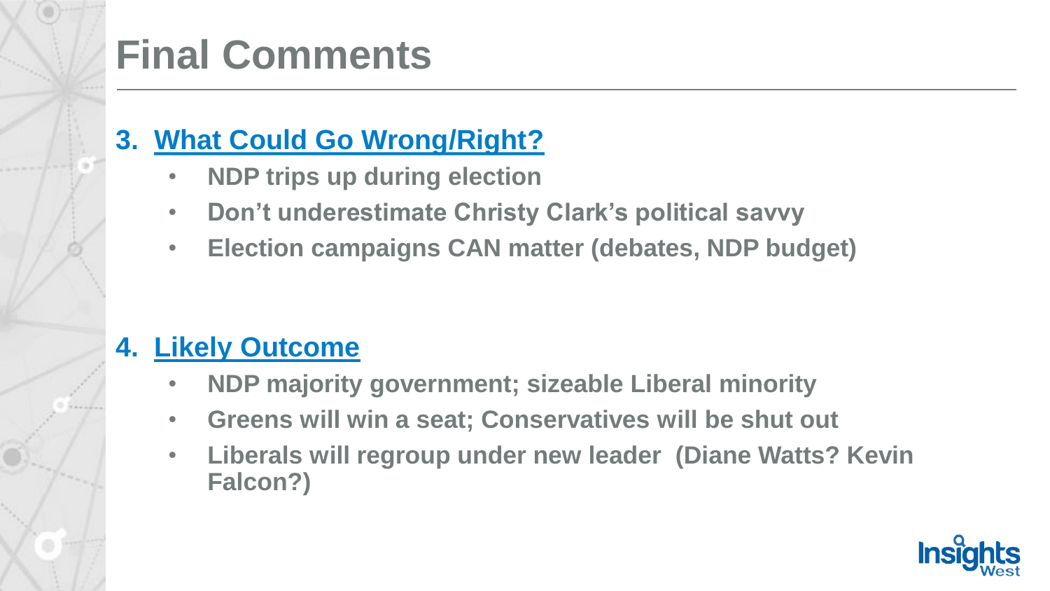# Final Comments

## 3. What Could Go Wrong/Right?

- NDP trips up during election
- Don't underestimate Christy Clark's political savvy
- Election campaigns CAN matter (debates, NDP budget)

## 4. Likely Outcome

- NDP majority government; sizeable Liberal minority
- Greens will win a seat; Conservatives will be shut out
- Liberals will regroup under new leader (Diane Watts? Kevin Falcon?)